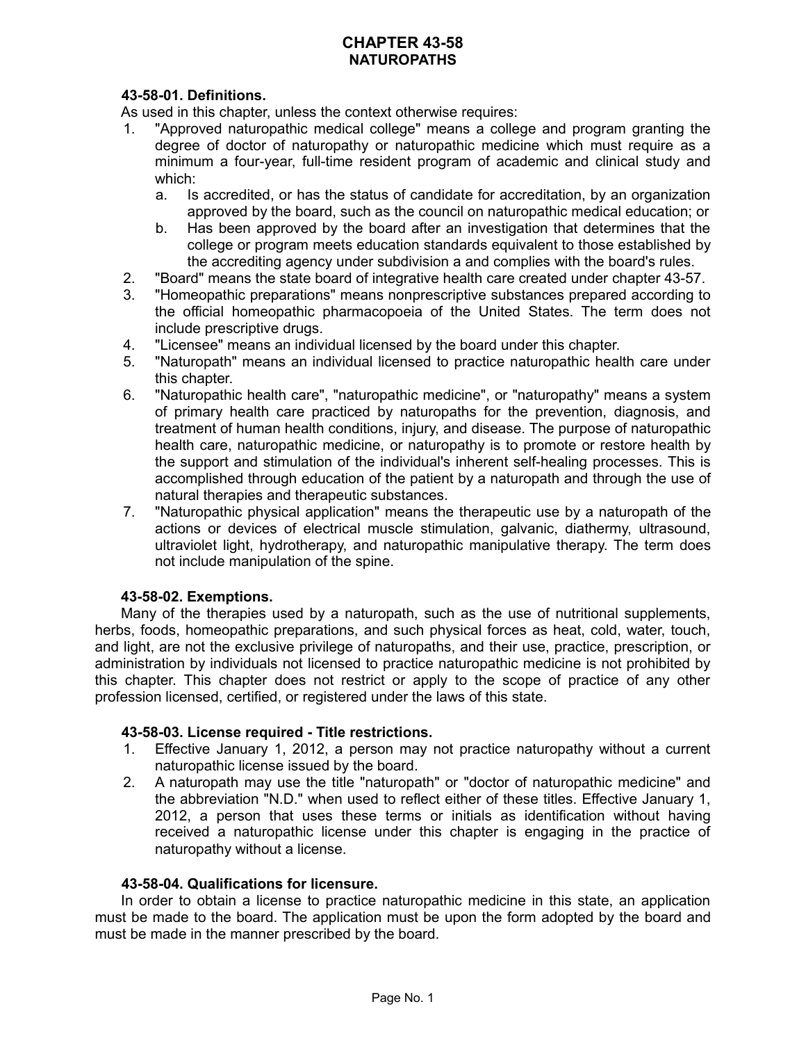# CHAPTER 43-58
## NATUROPATHS

### 43-58-01. Definitions.

As used in this chapter, unless the context otherwise requires:

1. "Approved naturopathic medical college" means a college and program granting the degree of doctor of naturopathy or naturopathic medicine which must require as a minimum a four-year, full-time resident program of academic and clinical study and which:
   a. Is accredited, or has the status of candidate for accreditation, by an organization approved by the board, such as the council on naturopathic medical education; or
   b. Has been approved by the board after an investigation that determines that the college or program meets education standards equivalent to those established by the accrediting agency under subdivision a and complies with the board's rules.
2. "Board" means the state board of integrative health care created under chapter 43-57.
3. "Homeopathic preparations" means nonprescriptive substances prepared according to the official homeopathic pharmacopoeia of the United States. The term does not include prescriptive drugs.
4. "Licensee" means an individual licensed by the board under this chapter.
5. "Naturopath" means an individual licensed to practice naturopathic health care under this chapter.
6. "Naturopathic health care", "naturopathic medicine", or "naturopathy" means a system of primary health care practiced by naturopaths for the prevention, diagnosis, and treatment of human health conditions, injury, and disease. The purpose of naturopathic health care, naturopathic medicine, or naturopathy is to promote or restore health by the support and stimulation of the individual's inherent self-healing processes. This is accomplished through education of the patient by a naturopath and through the use of natural therapies and therapeutic substances.
7. "Naturopathic physical application" means the therapeutic use by a naturopath of the actions or devices of electrical muscle stimulation, galvanic, diathermy, ultrasound, ultraviolet light, hydrotherapy, and naturopathic manipulative therapy. The term does not include manipulation of the spine.

### 43-58-02. Exemptions.

Many of the therapies used by a naturopath, such as the use of nutritional supplements, herbs, foods, homeopathic preparations, and such physical forces as heat, cold, water, touch, and light, are not the exclusive privilege of naturopaths, and their use, practice, prescription, or administration by individuals not licensed to practice naturopathic medicine is not prohibited by this chapter. This chapter does not restrict or apply to the scope of practice of any other profession licensed, certified, or registered under the laws of this state.

### 43-58-03. License required - Title restrictions.

1. Effective January 1, 2012, a person may not practice naturopathy without a current naturopathic license issued by the board.
2. A naturopath may use the title "naturopath" or "doctor of naturopathic medicine" and the abbreviation "N.D." when used to reflect either of these titles. Effective January 1, 2012, a person that uses these terms or initials as identification without having received a naturopathic license under this chapter is engaging in the practice of naturopathy without a license.

### 43-58-04. Qualifications for licensure.

In order to obtain a license to practice naturopathic medicine in this state, an application must be made to the board. The application must be upon the form adopted by the board and must be made in the manner prescribed by the board.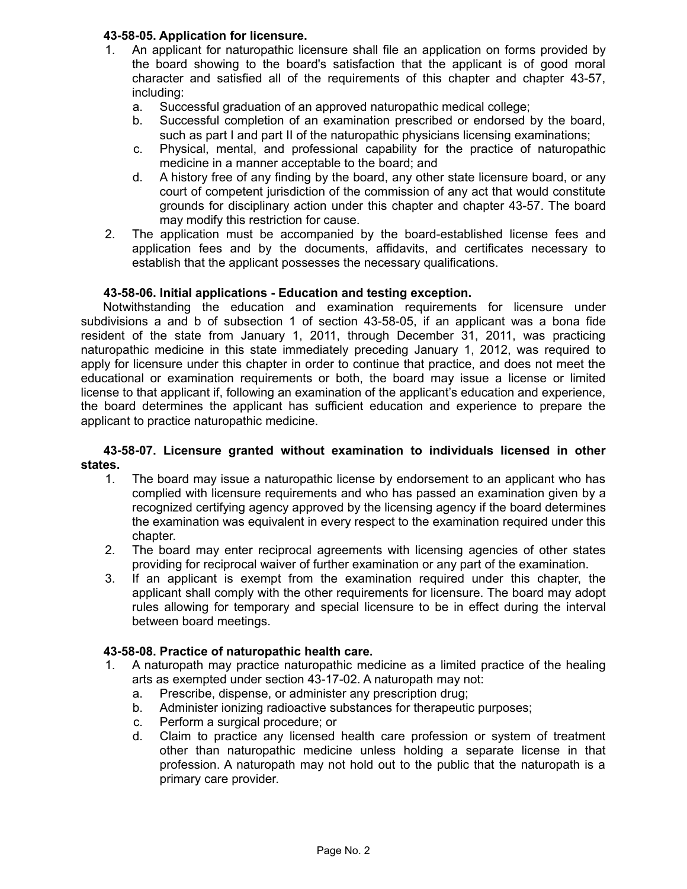**43-58-05. Application for licensure.**

1. An applicant for naturopathic licensure shall file an application on forms provided by the board showing to the board's satisfaction that the applicant is of good moral character and satisfied all of the requirements of this chapter and chapter 43-57, including:
   a. Successful graduation of an approved naturopathic medical college;
   b. Successful completion of an examination prescribed or endorsed by the board, such as part I and part II of the naturopathic physicians licensing examinations;
   c. Physical, mental, and professional capability for the practice of naturopathic medicine in a manner acceptable to the board; and
   d. A history free of any finding by the board, any other state licensure board, or any court of competent jurisdiction of the commission of any act that would constitute grounds for disciplinary action under this chapter and chapter 43-57. The board may modify this restriction for cause.
2. The application must be accompanied by the board-established license fees and application fees and by the documents, affidavits, and certificates necessary to establish that the applicant possesses the necessary qualifications.

**43-58-06. Initial applications - Education and testing exception.**

Notwithstanding the education and examination requirements for licensure under subdivisions a and b of subsection 1 of section 43-58-05, if an applicant was a bona fide resident of the state from January 1, 2011, through December 31, 2011, was practicing naturopathic medicine in this state immediately preceding January 1, 2012, was required to apply for licensure under this chapter in order to continue that practice, and does not meet the educational or examination requirements or both, the board may issue a license or limited license to that applicant if, following an examination of the applicant's education and experience, the board determines the applicant has sufficient education and experience to prepare the applicant to practice naturopathic medicine.

**43-58-07. Licensure granted without examination to individuals licensed in other states.**

1. The board may issue a naturopathic license by endorsement to an applicant who has complied with licensure requirements and who has passed an examination given by a recognized certifying agency approved by the licensing agency if the board determines the examination was equivalent in every respect to the examination required under this chapter.
2. The board may enter reciprocal agreements with licensing agencies of other states providing for reciprocal waiver of further examination or any part of the examination.
3. If an applicant is exempt from the examination required under this chapter, the applicant shall comply with the other requirements for licensure. The board may adopt rules allowing for temporary and special licensure to be in effect during the interval between board meetings.

**43-58-08. Practice of naturopathic health care.**

1. A naturopath may practice naturopathic medicine as a limited practice of the healing arts as exempted under section 43-17-02. A naturopath may not:
   a. Prescribe, dispense, or administer any prescription drug;
   b. Administer ionizing radioactive substances for therapeutic purposes;
   c. Perform a surgical procedure; or
   d. Claim to practice any licensed health care profession or system of treatment other than naturopathic medicine unless holding a separate license in that profession. A naturopath may not hold out to the public that the naturopath is a primary care provider.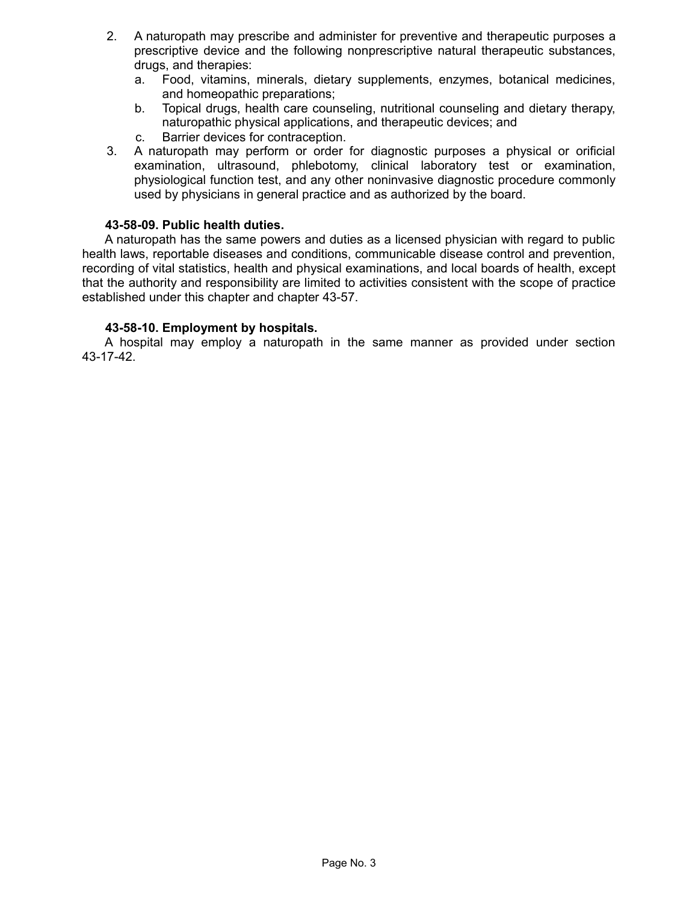2. A naturopath may prescribe and administer for preventive and therapeutic purposes a prescriptive device and the following nonprescriptive natural therapeutic substances, drugs, and therapies:
   a. Food, vitamins, minerals, dietary supplements, enzymes, botanical medicines, and homeopathic preparations;
   b. Topical drugs, health care counseling, nutritional counseling and dietary therapy, naturopathic physical applications, and therapeutic devices; and
   c. Barrier devices for contraception.
3. A naturopath may perform or order for diagnostic purposes a physical or orificial examination, ultrasound, phlebotomy, clinical laboratory test or examination, physiological function test, and any other noninvasive diagnostic procedure commonly used by physicians in general practice and as authorized by the board.

**43-58-09. Public health duties.**

A naturopath has the same powers and duties as a licensed physician with regard to public health laws, reportable diseases and conditions, communicable disease control and prevention, recording of vital statistics, health and physical examinations, and local boards of health, except that the authority and responsibility are limited to activities consistent with the scope of practice established under this chapter and chapter 43-57.

**43-58-10. Employment by hospitals.**

A hospital may employ a naturopath in the same manner as provided under section 43-17-42.